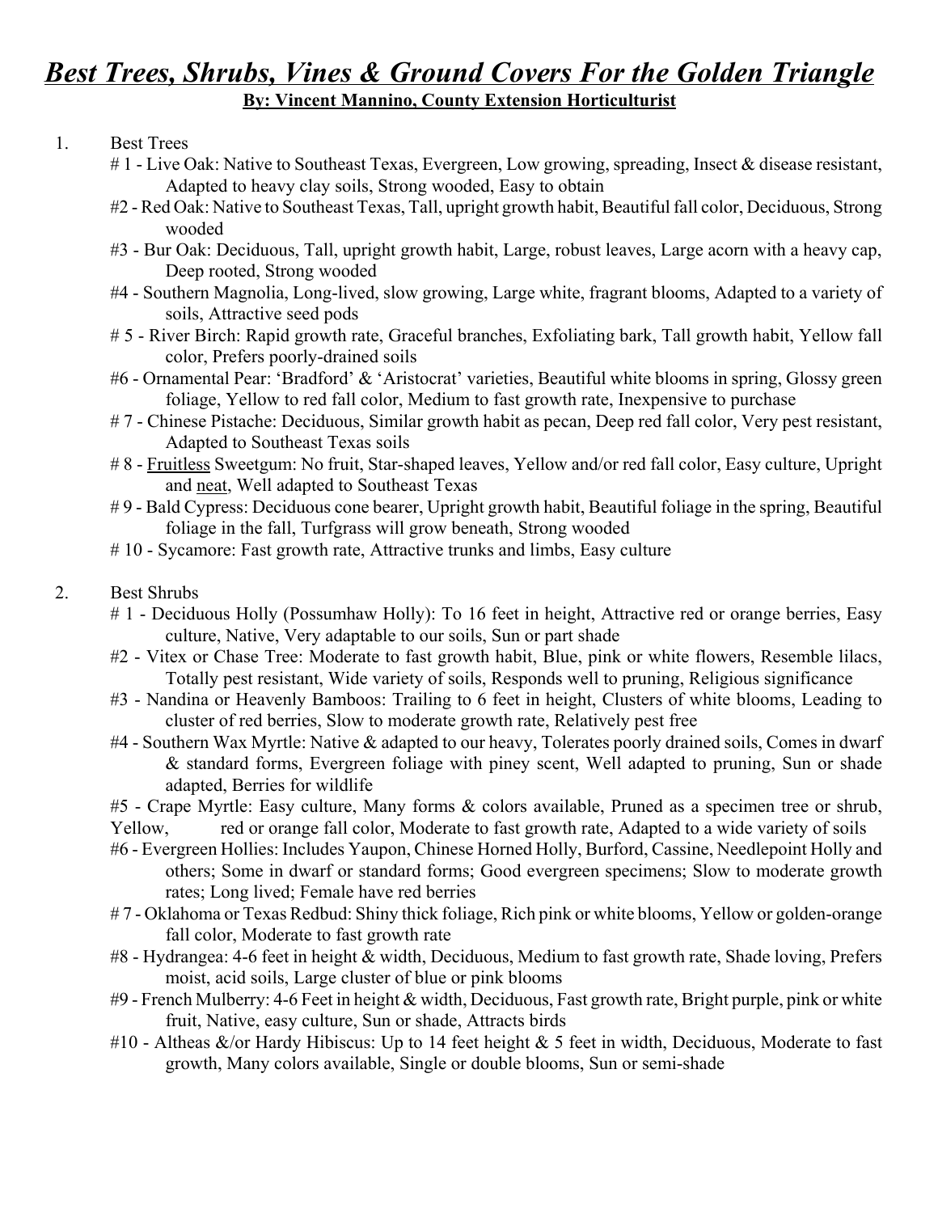# *Best Trees, Shrubs, Vines & Ground Covers For the Golden Triangle*

**By: Vincent Mannino, County Extension Horticulturist**

1. Best Trees
   - # 1 - Live Oak: Native to Southeast Texas, Evergreen, Low growing, spreading, Insect & disease resistant, Adapted to heavy clay soils, Strong wooded, Easy to obtain
   - #2 - Red Oak: Native to Southeast Texas, Tall, upright growth habit, Beautiful fall color, Deciduous, Strong wooded
   - #3 - Bur Oak: Deciduous, Tall, upright growth habit, Large, robust leaves, Large acorn with a heavy cap, Deep rooted, Strong wooded
   - #4 - Southern Magnolia, Long-lived, slow growing, Large white, fragrant blooms, Adapted to a variety of soils, Attractive seed pods
   - # 5 - River Birch: Rapid growth rate, Graceful branches, Exfoliating bark, Tall growth habit, Yellow fall color, Prefers poorly-drained soils
   - #6 - Ornamental Pear: 'Bradford' & 'Aristocrat' varieties, Beautiful white blooms in spring, Glossy green foliage, Yellow to red fall color, Medium to fast growth rate, Inexpensive to purchase
   - # 7 - Chinese Pistache: Deciduous, Similar growth habit as pecan, Deep red fall color, Very pest resistant, Adapted to Southeast Texas soils
   - # 8 - <u>Fruitless</u> Sweetgum: No fruit, Star-shaped leaves, Yellow and/or red fall color, Easy culture, Upright and <u>neat</u>, Well adapted to Southeast Texas
   - # 9 - Bald Cypress: Deciduous cone bearer, Upright growth habit, Beautiful foliage in the spring, Beautiful foliage in the fall, Turfgrass will grow beneath, Strong wooded
   - # 10 - Sycamore: Fast growth rate, Attractive trunks and limbs, Easy culture

2. Best Shrubs
   - # 1 - Deciduous Holly (Possumhaw Holly): To 16 feet in height, Attractive red or orange berries, Easy culture, Native, Very adaptable to our soils, Sun or part shade
   - #2 - Vitex or Chase Tree: Moderate to fast growth habit, Blue, pink or white flowers, Resemble lilacs, Totally pest resistant, Wide variety of soils, Responds well to pruning, Religious significance
   - #3 - Nandina or Heavenly Bamboos: Trailing to 6 feet in height, Clusters of white blooms, Leading to cluster of red berries, Slow to moderate growth rate, Relatively pest free
   - #4 - Southern Wax Myrtle: Native & adapted to our heavy, Tolerates poorly drained soils, Comes in dwarf & standard forms, Evergreen foliage with piney scent, Well adapted to pruning, Sun or shade adapted, Berries for wildlife
   - #5 - Crape Myrtle: Easy culture, Many forms & colors available, Pruned as a specimen tree or shrub, Yellow, red or orange fall color, Moderate to fast growth rate, Adapted to a wide variety of soils
   - #6 - Evergreen Hollies: Includes Yaupon, Chinese Horned Holly, Burford, Cassine, Needlepoint Holly and others; Some in dwarf or standard forms; Good evergreen specimens; Slow to moderate growth rates; Long lived; Female have red berries
   - # 7 - Oklahoma or Texas Redbud: Shiny thick foliage, Rich pink or white blooms, Yellow or golden-orange fall color, Moderate to fast growth rate
   - #8 - Hydrangea: 4-6 feet in height & width, Deciduous, Medium to fast growth rate, Shade loving, Prefers moist, acid soils, Large cluster of blue or pink blooms
   - #9 - French Mulberry: 4-6 Feet in height & width, Deciduous, Fast growth rate, Bright purple, pink or white fruit, Native, easy culture, Sun or shade, Attracts birds
   - #10 - Altheas &/or Hardy Hibiscus: Up to 14 feet height & 5 feet in width, Deciduous, Moderate to fast growth, Many colors available, Single or double blooms, Sun or semi-shade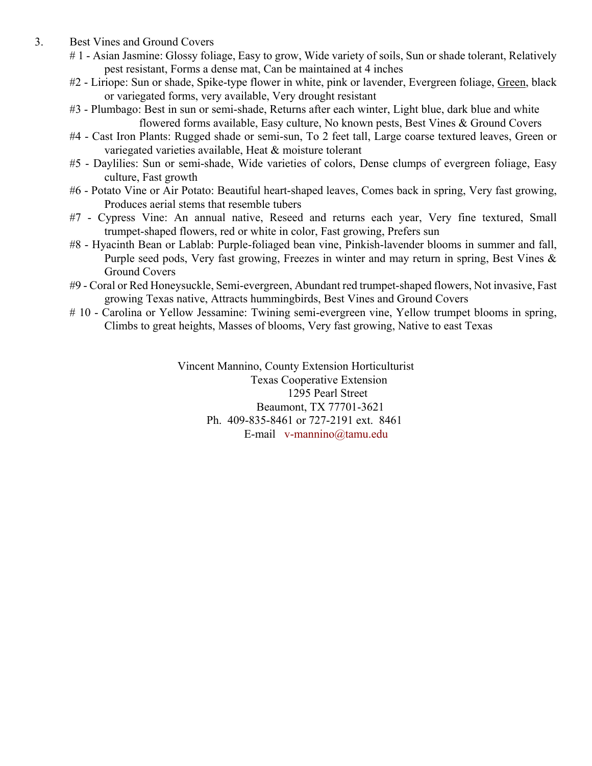3. Best Vines and Ground Covers

   # 1 - Asian Jasmine: Glossy foliage, Easy to grow, Wide variety of soils, Sun or shade tolerant, Relatively pest resistant, Forms a dense mat, Can be maintained at 4 inches

   #2 - Liriope: Sun or shade, Spike-type flower in white, pink or lavender, Evergreen foliage, Green, black or variegated forms, very available, Very drought resistant

   #3 - Plumbago: Best in sun or semi-shade, Returns after each winter, Light blue, dark blue and white flowered forms available, Easy culture, No known pests, Best Vines & Ground Covers

   #4 - Cast Iron Plants: Rugged shade or semi-sun, To 2 feet tall, Large coarse textured leaves, Green or variegated varieties available, Heat & moisture tolerant

   #5 - Daylilies: Sun or semi-shade, Wide varieties of colors, Dense clumps of evergreen foliage, Easy culture, Fast growth

   #6 - Potato Vine or Air Potato: Beautiful heart-shaped leaves, Comes back in spring, Very fast growing, Produces aerial stems that resemble tubers

   #7 - Cypress Vine: An annual native, Reseed and returns each year, Very fine textured, Small trumpet-shaped flowers, red or white in color, Fast growing, Prefers sun

   #8 - Hyacinth Bean or Lablab: Purple-foliaged bean vine, Pinkish-lavender blooms in summer and fall, Purple seed pods, Very fast growing, Freezes in winter and may return in spring, Best Vines & Ground Covers

   #9 - Coral or Red Honeysuckle, Semi-evergreen, Abundant red trumpet-shaped flowers, Not invasive, Fast growing Texas native, Attracts hummingbirds, Best Vines and Ground Covers

   # 10 - Carolina or Yellow Jessamine: Twining semi-evergreen vine, Yellow trumpet blooms in spring, Climbs to great heights, Masses of blooms, Very fast growing, Native to east Texas

Vincent Mannino, County Extension Horticulturist
Texas Cooperative Extension
1295 Pearl Street
Beaumont, TX 77701-3621
Ph. 409-835-8461 or 727-2191 ext. 8461
E-mail v-mannino@tamu.edu